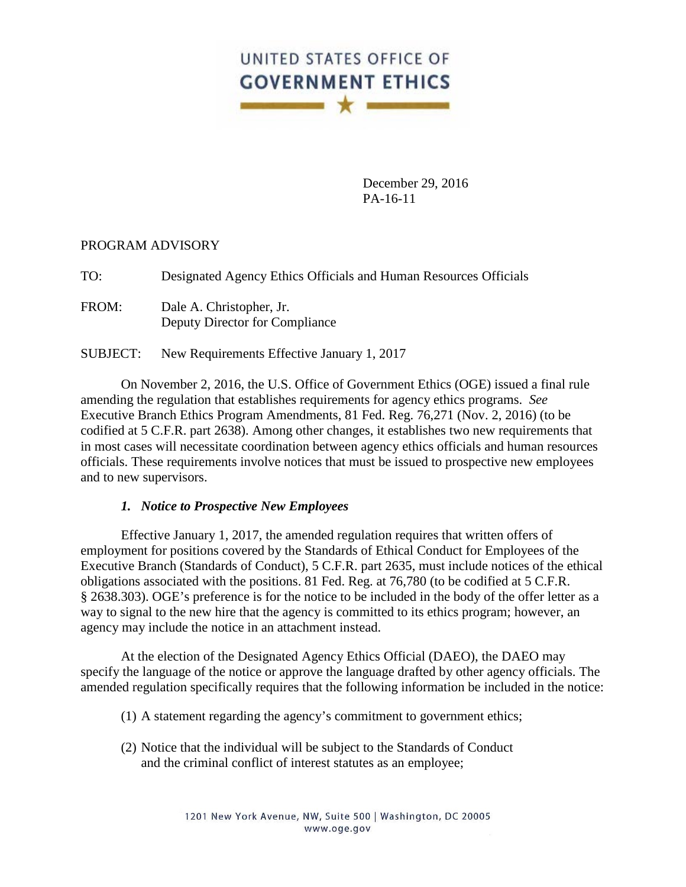# UNITED STATES OFFICE OF GOVERNMENT ETHICS

December 29, 2016
PA-16-11

PROGRAM ADVISORY

TO: Designated Agency Ethics Officials and Human Resources Officials

FROM: Dale A. Christopher, Jr.
Deputy Director for Compliance

SUBJECT: New Requirements Effective January 1, 2017

On November 2, 2016, the U.S. Office of Government Ethics (OGE) issued a final rule amending the regulation that establishes requirements for agency ethics programs. *See* Executive Branch Ethics Program Amendments, 81 Fed. Reg. 76,271 (Nov. 2, 2016) (to be codified at 5 C.F.R. part 2638). Among other changes, it establishes two new requirements that in most cases will necessitate coordination between agency ethics officials and human resources officials. These requirements involve notices that must be issued to prospective new employees and to new supervisors.

### *1. Notice to Prospective New Employees*

Effective January 1, 2017, the amended regulation requires that written offers of employment for positions covered by the Standards of Ethical Conduct for Employees of the Executive Branch (Standards of Conduct), 5 C.F.R. part 2635, must include notices of the ethical obligations associated with the positions. 81 Fed. Reg. at 76,780 (to be codified at 5 C.F.R. § 2638.303). OGE's preference is for the notice to be included in the body of the offer letter as a way to signal to the new hire that the agency is committed to its ethics program; however, an agency may include the notice in an attachment instead.

At the election of the Designated Agency Ethics Official (DAEO), the DAEO may specify the language of the notice or approve the language drafted by other agency officials. The amended regulation specifically requires that the following information be included in the notice:

(1) A statement regarding the agency's commitment to government ethics;

(2) Notice that the individual will be subject to the Standards of Conduct and the criminal conflict of interest statutes as an employee;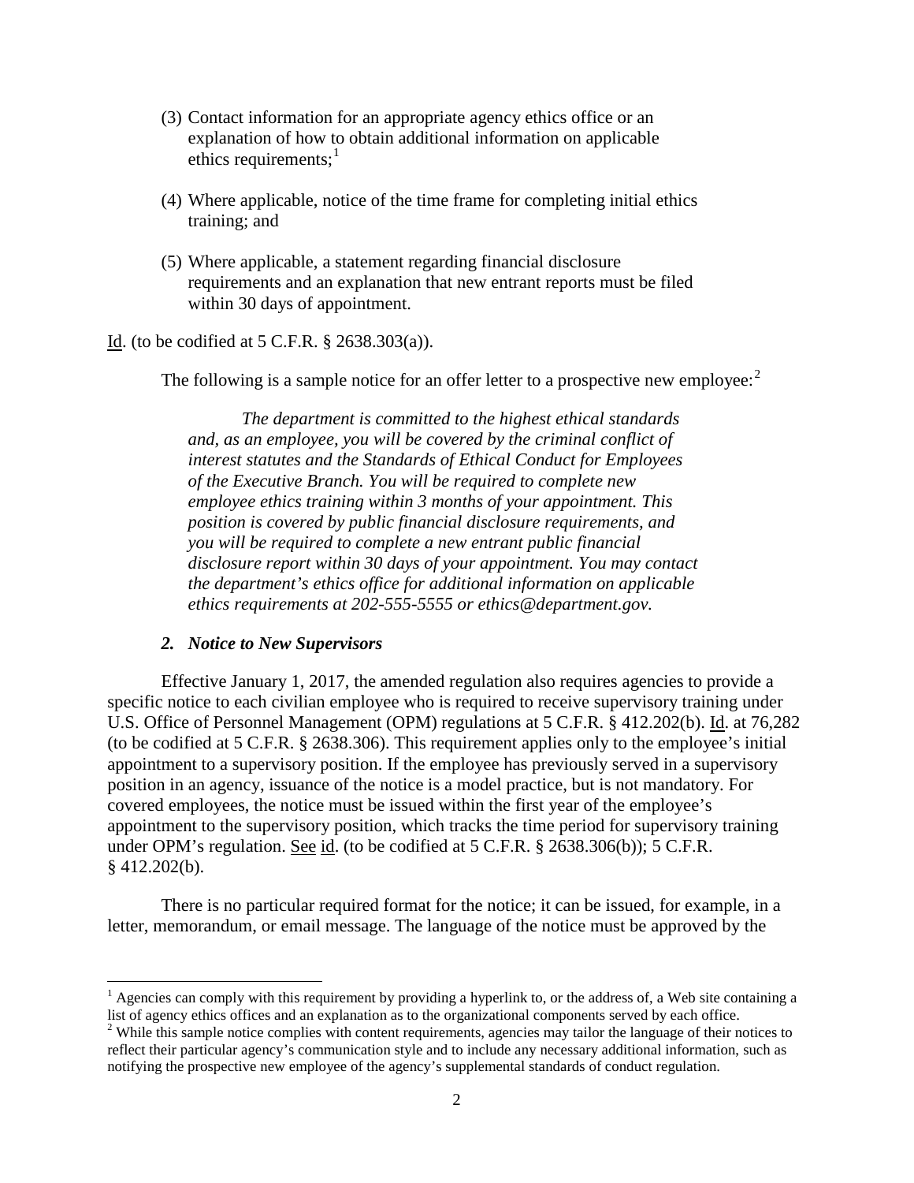(3) Contact information for an appropriate agency ethics office or an explanation of how to obtain additional information on applicable ethics requirements;[1]

(4) Where applicable, notice of the time frame for completing initial ethics training; and

(5) Where applicable, a statement regarding financial disclosure requirements and an explanation that new entrant reports must be filed within 30 days of appointment.

Id. (to be codified at 5 C.F.R. § 2638.303(a)).

The following is a sample notice for an offer letter to a prospective new employee:[2]

> *The department is committed to the highest ethical standards and, as an employee, you will be covered by the criminal conflict of interest statutes and the Standards of Ethical Conduct for Employees of the Executive Branch. You will be required to complete new employee ethics training within 3 months of your appointment. This position is covered by public financial disclosure requirements, and you will be required to complete a new entrant public financial disclosure report within 30 days of your appointment. You may contact the department's ethics office for additional information on applicable ethics requirements at 202-555-5555 or ethics@department.gov.*

### 2. Notice to New Supervisors

Effective January 1, 2017, the amended regulation also requires agencies to provide a specific notice to each civilian employee who is required to receive supervisory training under U.S. Office of Personnel Management (OPM) regulations at 5 C.F.R. § 412.202(b). Id. at 76,282 (to be codified at 5 C.F.R. § 2638.306). This requirement applies only to the employee's initial appointment to a supervisory position. If the employee has previously served in a supervisory position in an agency, issuance of the notice is a model practice, but is not mandatory. For covered employees, the notice must be issued within the first year of the employee's appointment to the supervisory position, which tracks the time period for supervisory training under OPM's regulation. See id. (to be codified at 5 C.F.R. § 2638.306(b)); 5 C.F.R. § 412.202(b).

There is no particular required format for the notice; it can be issued, for example, in a letter, memorandum, or email message. The language of the notice must be approved by the

---

[1] Agencies can comply with this requirement by providing a hyperlink to, or the address of, a Web site containing a list of agency ethics offices and an explanation as to the organizational components served by each office.

[2] While this sample notice complies with content requirements, agencies may tailor the language of their notices to reflect their particular agency's communication style and to include any necessary additional information, such as notifying the prospective new employee of the agency's supplemental standards of conduct regulation.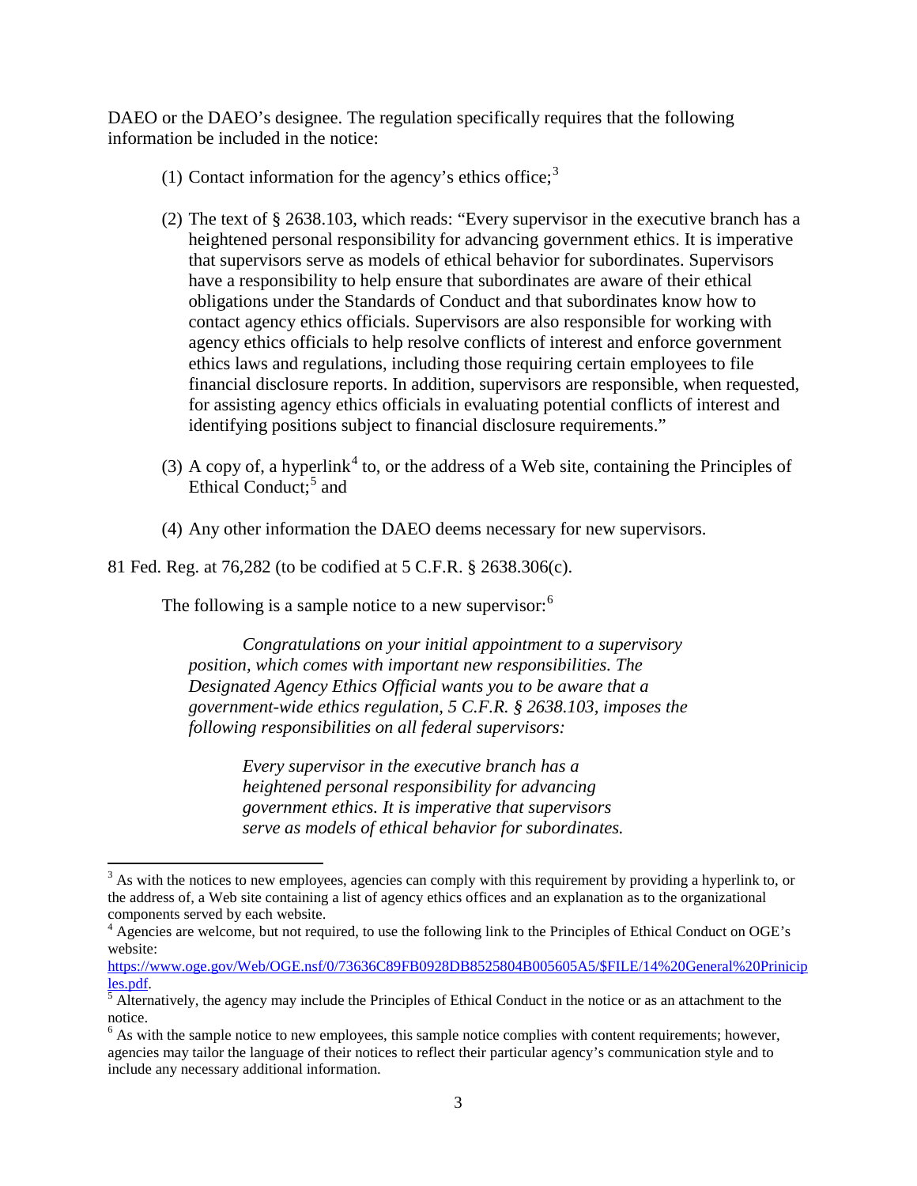DAEO or the DAEO's designee. The regulation specifically requires that the following information be included in the notice:

(1) Contact information for the agency's ethics office;[3]

(2) The text of § 2638.103, which reads: "Every supervisor in the executive branch has a heightened personal responsibility for advancing government ethics. It is imperative that supervisors serve as models of ethical behavior for subordinates. Supervisors have a responsibility to help ensure that subordinates are aware of their ethical obligations under the Standards of Conduct and that subordinates know how to contact agency ethics officials. Supervisors are also responsible for working with agency ethics officials to help resolve conflicts of interest and enforce government ethics laws and regulations, including those requiring certain employees to file financial disclosure reports. In addition, supervisors are responsible, when requested, for assisting agency ethics officials in evaluating potential conflicts of interest and identifying positions subject to financial disclosure requirements."

(3) A copy of, a hyperlink[4] to, or the address of a Web site, containing the Principles of Ethical Conduct;[5] and

(4) Any other information the DAEO deems necessary for new supervisors.

81 Fed. Reg. at 76,282 (to be codified at 5 C.F.R. § 2638.306(c).

The following is a sample notice to a new supervisor:[6]

> *Congratulations on your initial appointment to a supervisory position, which comes with important new responsibilities. The Designated Agency Ethics Official wants you to be aware that a government-wide ethics regulation, 5 C.F.R. § 2638.103, imposes the following responsibilities on all federal supervisors:*
>
> > *Every supervisor in the executive branch has a heightened personal responsibility for advancing government ethics. It is imperative that supervisors serve as models of ethical behavior for subordinates.*

---

[3] As with the notices to new employees, agencies can comply with this requirement by providing a hyperlink to, or the address of, a Web site containing a list of agency ethics offices and an explanation as to the organizational components served by each website.

[4] Agencies are welcome, but not required, to use the following link to the Principles of Ethical Conduct on OGE's website: https://www.oge.gov/Web/OGE.nsf/0/73636C89FB0928DB8525804B005605A5/$FILE/14%20General%20Principles.pdf.

[5] Alternatively, the agency may include the Principles of Ethical Conduct in the notice or as an attachment to the notice.

[6] As with the sample notice to new employees, this sample notice complies with content requirements; however, agencies may tailor the language of their notices to reflect their particular agency's communication style and to include any necessary additional information.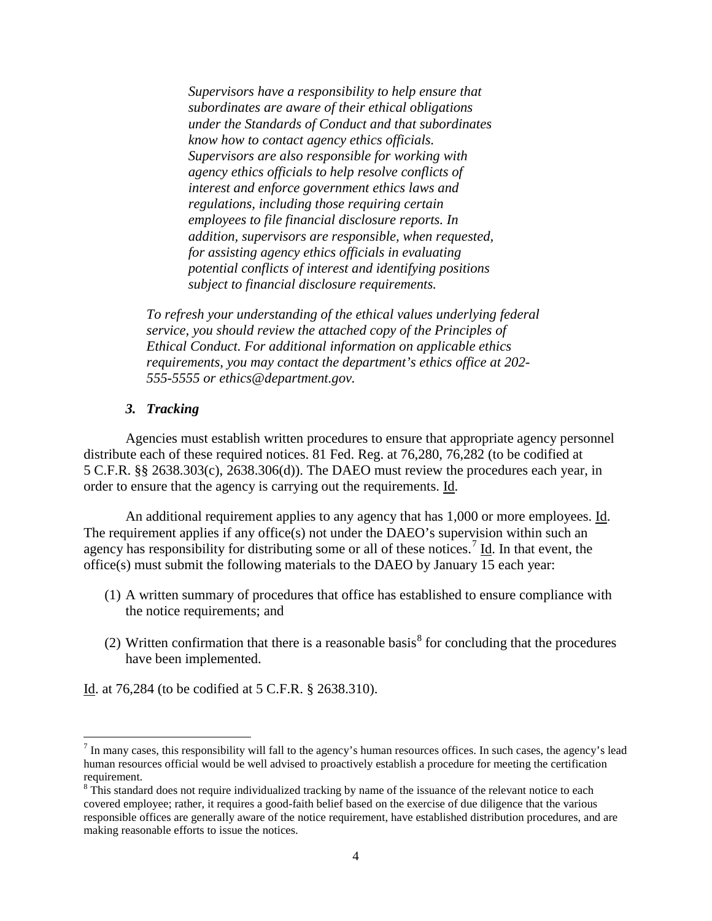> > *Supervisors have a responsibility to help ensure that subordinates are aware of their ethical obligations under the Standards of Conduct and that subordinates know how to contact agency ethics officials. Supervisors are also responsible for working with agency ethics officials to help resolve conflicts of interest and enforce government ethics laws and regulations, including those requiring certain employees to file financial disclosure reports. In addition, supervisors are responsible, when requested, for assisting agency ethics officials in evaluating potential conflicts of interest and identifying positions subject to financial disclosure requirements.*
>
> *To refresh your understanding of the ethical values underlying federal service, you should review the attached copy of the Principles of Ethical Conduct. For additional information on applicable ethics requirements, you may contact the department's ethics office at 202-555-5555 or ethics@department.gov.*

### *3. Tracking*

Agencies must establish written procedures to ensure that appropriate agency personnel distribute each of these required notices. 81 Fed. Reg. at 76,280, 76,282 (to be codified at 5 C.F.R. §§ 2638.303(c), 2638.306(d)). The DAEO must review the procedures each year, in order to ensure that the agency is carrying out the requirements. Id.

An additional requirement applies to any agency that has 1,000 or more employees. Id. The requirement applies if any office(s) not under the DAEO's supervision within such an agency has responsibility for distributing some or all of these notices.[7] Id. In that event, the office(s) must submit the following materials to the DAEO by January 15 each year:

(1) A written summary of procedures that office has established to ensure compliance with the notice requirements; and

(2) Written confirmation that there is a reasonable basis[8] for concluding that the procedures have been implemented.

Id. at 76,284 (to be codified at 5 C.F.R. § 2638.310).

---

[7] In many cases, this responsibility will fall to the agency's human resources offices. In such cases, the agency's lead human resources official would be well advised to proactively establish a procedure for meeting the certification requirement.

[8] This standard does not require individualized tracking by name of the issuance of the relevant notice to each covered employee; rather, it requires a good-faith belief based on the exercise of due diligence that the various responsible offices are generally aware of the notice requirement, have established distribution procedures, and are making reasonable efforts to issue the notices.